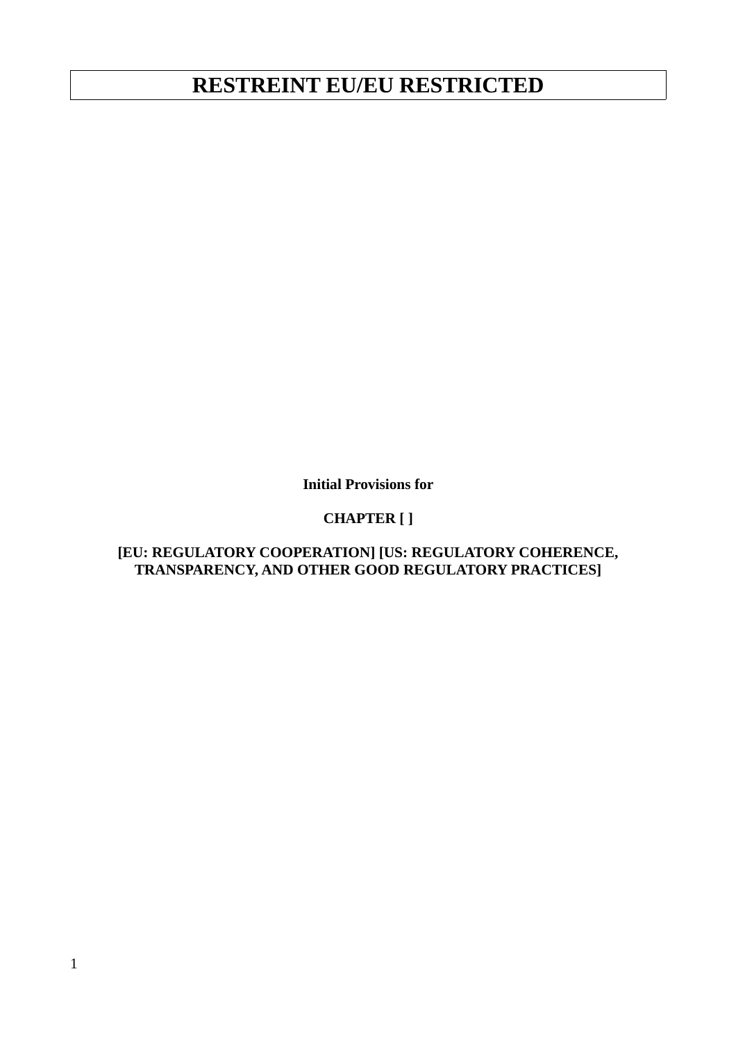# RESTREINT EU/EU RESTRICTED

**Initial Provisions for**

**CHAPTER [ ]**

**[EU: REGULATORY COOPERATION] [US: REGULATORY COHERENCE, TRANSPARENCY, AND OTHER GOOD REGULATORY PRACTICES]**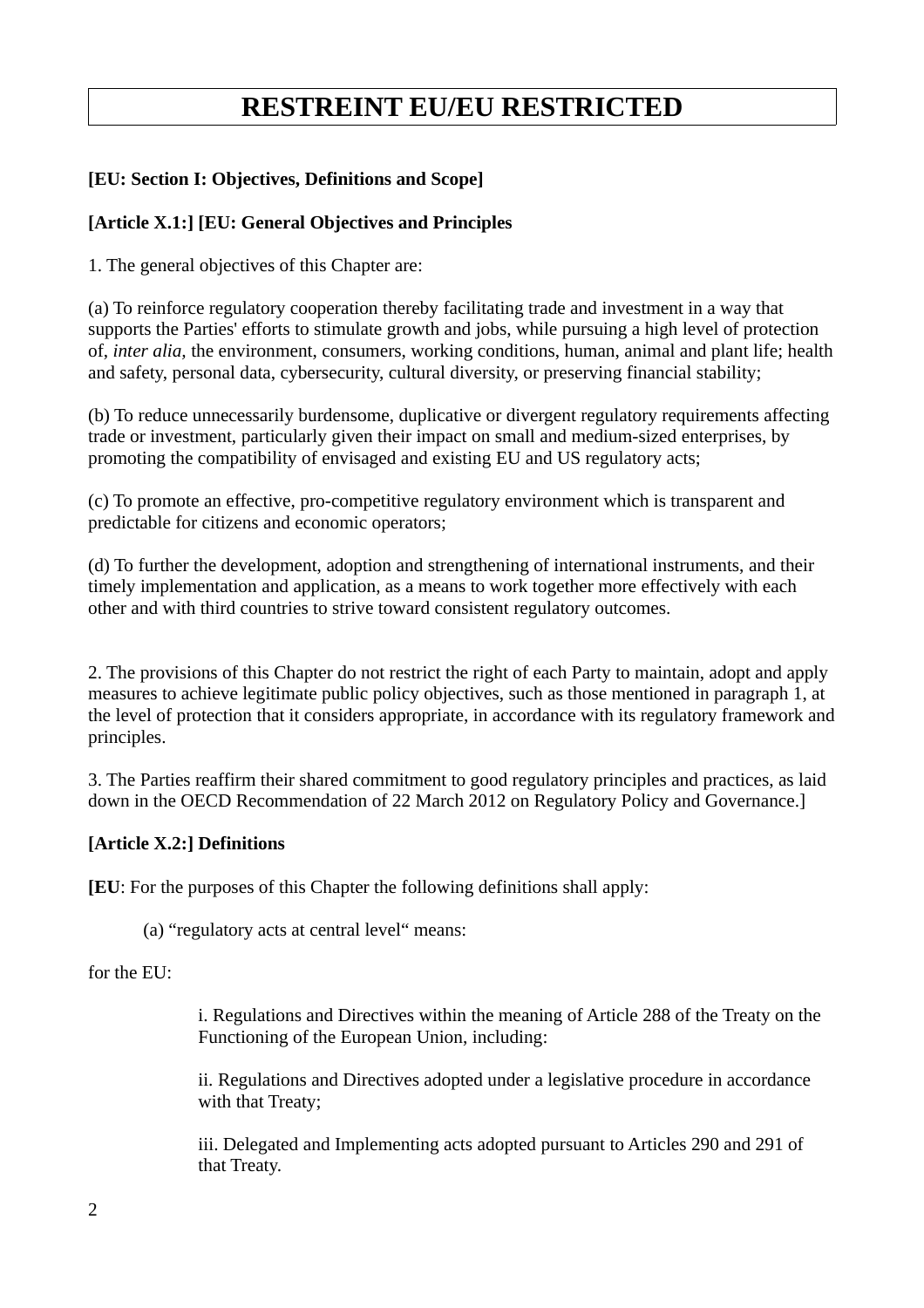# RESTREINT EU/EU RESTRICTED

**[EU: Section I: Objectives, Definitions and Scope]**

**[Article X.1:] [EU: General Objectives and Principles**

1. The general objectives of this Chapter are:

(a) To reinforce regulatory cooperation thereby facilitating trade and investment in a way that supports the Parties' efforts to stimulate growth and jobs, while pursuing a high level of protection of, *inter alia,* the environment, consumers, working conditions, human, animal and plant life; health and safety, personal data, cybersecurity, cultural diversity, or preserving financial stability;

(b) To reduce unnecessarily burdensome, duplicative or divergent regulatory requirements affecting trade or investment, particularly given their impact on small and medium-sized enterprises, by promoting the compatibility of envisaged and existing EU and US regulatory acts;

(c) To promote an effective, pro-competitive regulatory environment which is transparent and predictable for citizens and economic operators;

(d) To further the development, adoption and strengthening of international instruments, and their timely implementation and application, as a means to work together more effectively with each other and with third countries to strive toward consistent regulatory outcomes.

2. The provisions of this Chapter do not restrict the right of each Party to maintain, adopt and apply measures to achieve legitimate public policy objectives, such as those mentioned in paragraph 1, at the level of protection that it considers appropriate, in accordance with its regulatory framework and principles.

3. The Parties reaffirm their shared commitment to good regulatory principles and practices, as laid down in the OECD Recommendation of 22 March 2012 on Regulatory Policy and Governance.]

**[Article X.2:] Definitions**

**[EU**: For the purposes of this Chapter the following definitions shall apply:

(a) “regulatory acts at central level“ means:

for the EU:

i. Regulations and Directives within the meaning of Article 288 of the Treaty on the Functioning of the European Union, including:

ii. Regulations and Directives adopted under a legislative procedure in accordance with that Treaty;

iii. Delegated and Implementing acts adopted pursuant to Articles 290 and 291 of that Treaty.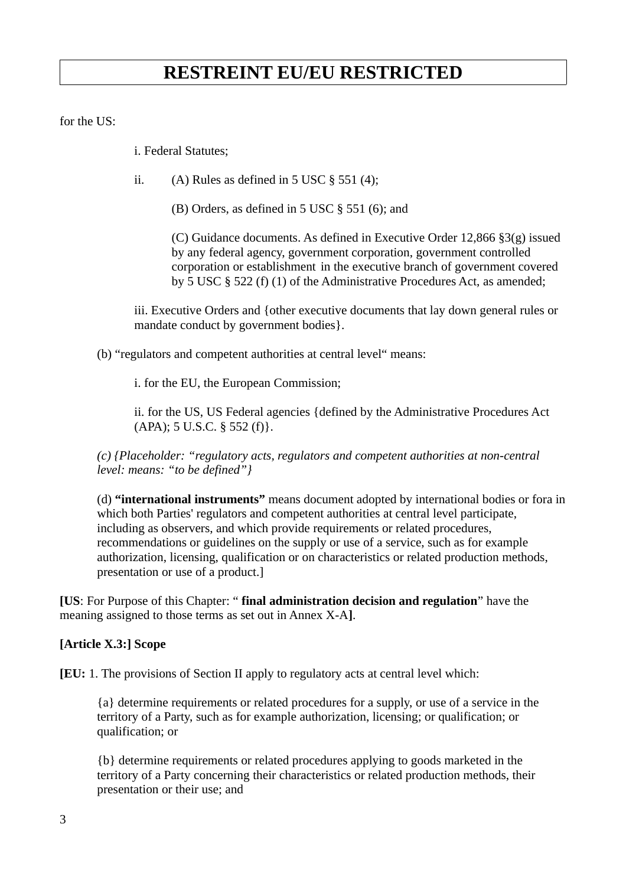for the US:

i. Federal Statutes;

ii. (A) Rules as defined in 5 USC § 551 (4);

(B) Orders, as defined in 5 USC § 551 (6); and

(C) Guidance documents. As defined in Executive Order 12,866 §3(g) issued by any federal agency, government corporation, government controlled corporation or establishment in the executive branch of government covered by 5 USC § 522 (f) (1) of the Administrative Procedures Act, as amended;

iii. Executive Orders and {other executive documents that lay down general rules or mandate conduct by government bodies}.

(b) "regulators and competent authorities at central level" means:

i. for the EU, the European Commission;

ii. for the US, US Federal agencies {defined by the Administrative Procedures Act (APA); 5 U.S.C. § 552 (f)}.

*(c) {Placeholder: "regulatory acts, regulators and competent authorities at non-central level: means: "to be defined"}*

(d) **"international instruments"** means document adopted by international bodies or fora in which both Parties' regulators and competent authorities at central level participate, including as observers, and which provide requirements or related procedures, recommendations or guidelines on the supply or use of a service, such as for example authorization, licensing, qualification or on characteristics or related production methods, presentation or use of a product.]

**[US**: For Purpose of this Chapter: " **final administration decision and regulation**" have the meaning assigned to those terms as set out in Annex X-A**]**.

**[Article X.3:] Scope**

**[EU:** 1. The provisions of Section II apply to regulatory acts at central level which:

{a} determine requirements or related procedures for a supply, or use of a service in the territory of a Party, such as for example authorization, licensing; or qualification; or qualification; or

{b} determine requirements or related procedures applying to goods marketed in the territory of a Party concerning their characteristics or related production methods, their presentation or their use; and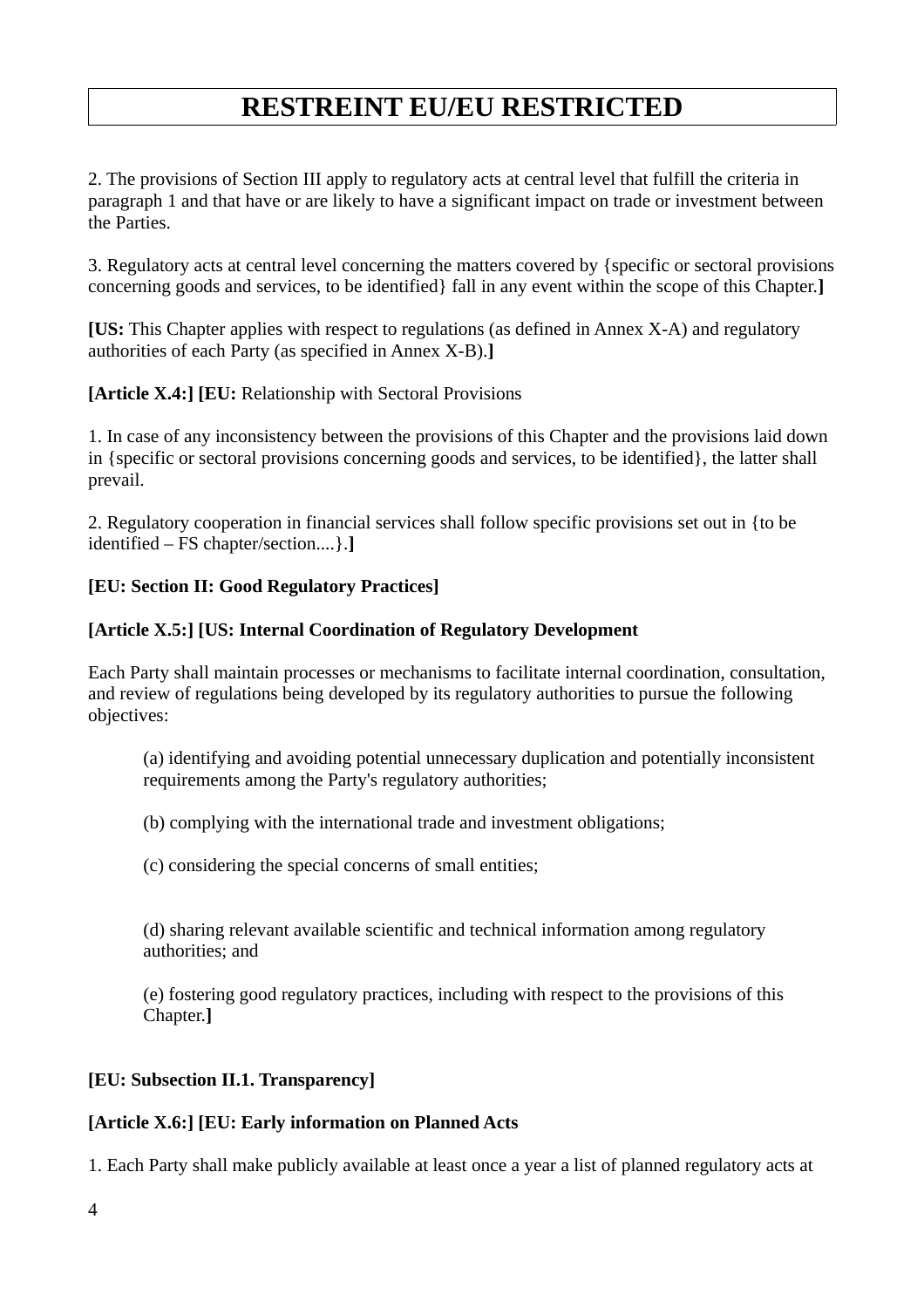2. The provisions of Section III apply to regulatory acts at central level that fulfill the criteria in paragraph 1 and that have or are likely to have a significant impact on trade or investment between the Parties.

3. Regulatory acts at central level concerning the matters covered by {specific or sectoral provisions concerning goods and services, to be identified} fall in any event within the scope of this Chapter.**]**

**[US:** This Chapter applies with respect to regulations (as defined in Annex X-A) and regulatory authorities of each Party (as specified in Annex X-B).**]**

**[Article X.4:] [EU:** Relationship with Sectoral Provisions

1. In case of any inconsistency between the provisions of this Chapter and the provisions laid down in {specific or sectoral provisions concerning goods and services, to be identified}, the latter shall prevail.

2. Regulatory cooperation in financial services shall follow specific provisions set out in {to be identified – FS chapter/section....}.**]**

**[EU: Section II: Good Regulatory Practices]**

**[Article X.5:] [US: Internal Coordination of Regulatory Development**

Each Party shall maintain processes or mechanisms to facilitate internal coordination, consultation, and review of regulations being developed by its regulatory authorities to pursue the following objectives:

(a) identifying and avoiding potential unnecessary duplication and potentially inconsistent requirements among the Party's regulatory authorities;

(b) complying with the international trade and investment obligations;

(c) considering the special concerns of small entities;

(d) sharing relevant available scientific and technical information among regulatory authorities; and

(e) fostering good regulatory practices, including with respect to the provisions of this Chapter.**]**

**[EU: Subsection II.1. Transparency]**

**[Article X.6:] [EU: Early information on Planned Acts**

1. Each Party shall make publicly available at least once a year a list of planned regulatory acts at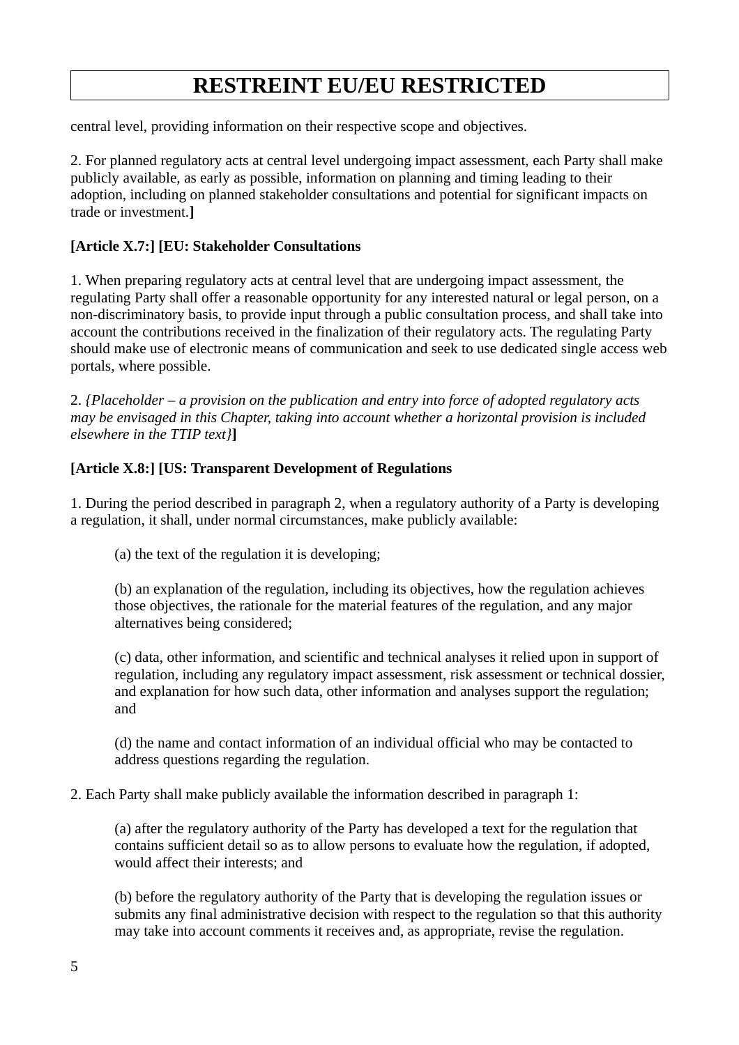central level, providing information on their respective scope and objectives.

2. For planned regulatory acts at central level undergoing impact assessment, each Party shall make publicly available, as early as possible, information on planning and timing leading to their adoption, including on planned stakeholder consultations and potential for significant impacts on trade or investment.**]**

**[Article X.7:] [EU: Stakeholder Consultations**

1. When preparing regulatory acts at central level that are undergoing impact assessment, the regulating Party shall offer a reasonable opportunity for any interested natural or legal person, on a non-discriminatory basis, to provide input through a public consultation process, and shall take into account the contributions received in the finalization of their regulatory acts. The regulating Party should make use of electronic means of communication and seek to use dedicated single access web portals, where possible.

2. *{Placeholder – a provision on the publication and entry into force of adopted regulatory acts may be envisaged in this Chapter, taking into account whether a horizontal provision is included elsewhere in the TTIP text}***]**

**[Article X.8:] [US: Transparent Development of Regulations**

1. During the period described in paragraph 2, when a regulatory authority of a Party is developing a regulation, it shall, under normal circumstances, make publicly available:

> (a) the text of the regulation it is developing;
>
> (b) an explanation of the regulation, including its objectives, how the regulation achieves those objectives, the rationale for the material features of the regulation, and any major alternatives being considered;
>
> (c) data, other information, and scientific and technical analyses it relied upon in support of regulation, including any regulatory impact assessment, risk assessment or technical dossier, and explanation for how such data, other information and analyses support the regulation; and
>
> (d) the name and contact information of an individual official who may be contacted to address questions regarding the regulation.

2. Each Party shall make publicly available the information described in paragraph 1:

> (a) after the regulatory authority of the Party has developed a text for the regulation that contains sufficient detail so as to allow persons to evaluate how the regulation, if adopted, would affect their interests; and
>
> (b) before the regulatory authority of the Party that is developing the regulation issues or submits any final administrative decision with respect to the regulation so that this authority may take into account comments it receives and, as appropriate, revise the regulation.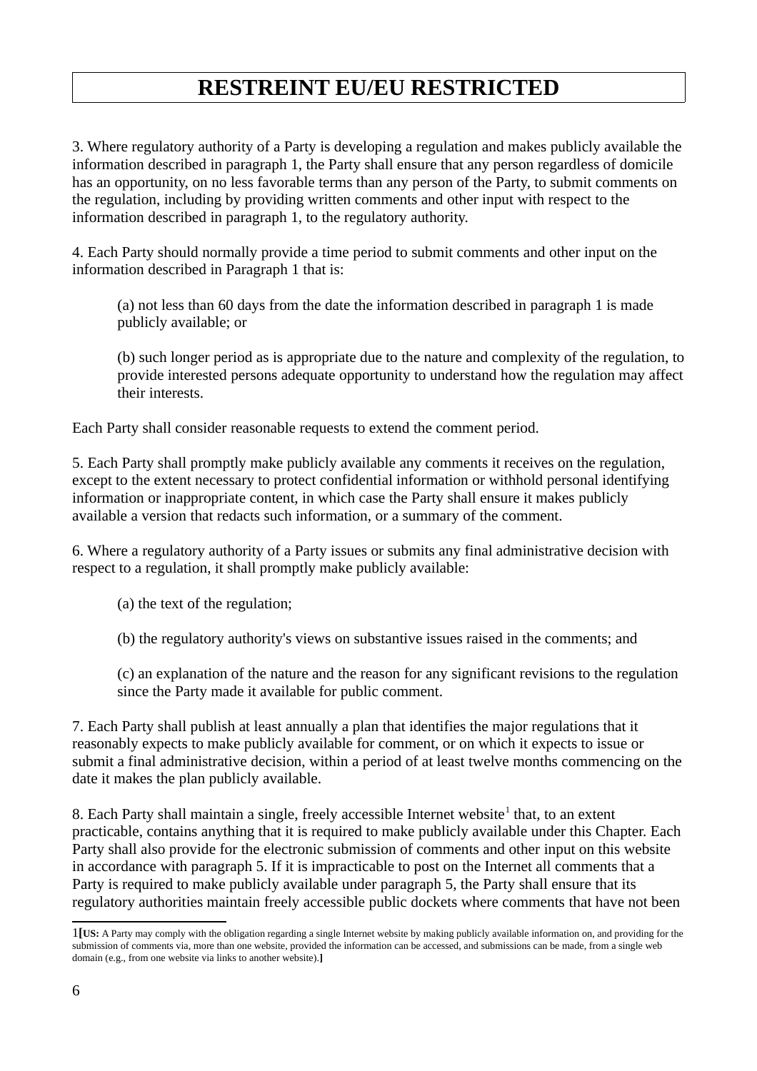**RESTREINT EU/EU RESTRICTED**

3. Where regulatory authority of a Party is developing a regulation and makes publicly available the information described in paragraph 1, the Party shall ensure that any person regardless of domicile has an opportunity, on no less favorable terms than any person of the Party, to submit comments on the regulation, including by providing written comments and other input with respect to the information described in paragraph 1, to the regulatory authority.

4. Each Party should normally provide a time period to submit comments and other input on the information described in Paragraph 1 that is:

(a) not less than 60 days from the date the information described in paragraph 1 is made publicly available; or

(b) such longer period as is appropriate due to the nature and complexity of the regulation, to provide interested persons adequate opportunity to understand how the regulation may affect their interests.

Each Party shall consider reasonable requests to extend the comment period.

5. Each Party shall promptly make publicly available any comments it receives on the regulation, except to the extent necessary to protect confidential information or withhold personal identifying information or inappropriate content, in which case the Party shall ensure it makes publicly available a version that redacts such information, or a summary of the comment.

6. Where a regulatory authority of a Party issues or submits any final administrative decision with respect to a regulation, it shall promptly make publicly available:

(a) the text of the regulation;

(b) the regulatory authority's views on substantive issues raised in the comments; and

(c) an explanation of the nature and the reason for any significant revisions to the regulation since the Party made it available for public comment.

7. Each Party shall publish at least annually a plan that identifies the major regulations that it reasonably expects to make publicly available for comment, or on which it expects to issue or submit a final administrative decision, within a period of at least twelve months commencing on the date it makes the plan publicly available.

8. Each Party shall maintain a single, freely accessible Internet website[1] that, to an extent practicable, contains anything that it is required to make publicly available under this Chapter. Each Party shall also provide for the electronic submission of comments and other input on this website in accordance with paragraph 5. If it is impracticable to post on the Internet all comments that a Party is required to make publicly available under paragraph 5, the Party shall ensure that its regulatory authorities maintain freely accessible public dockets where comments that have not been

---

1**[US:** A Party may comply with the obligation regarding a single Internet website by making publicly available information on, and providing for the submission of comments via, more than one website, provided the information can be accessed, and submissions can be made, from a single web domain (e.g., from one website via links to another website).**]**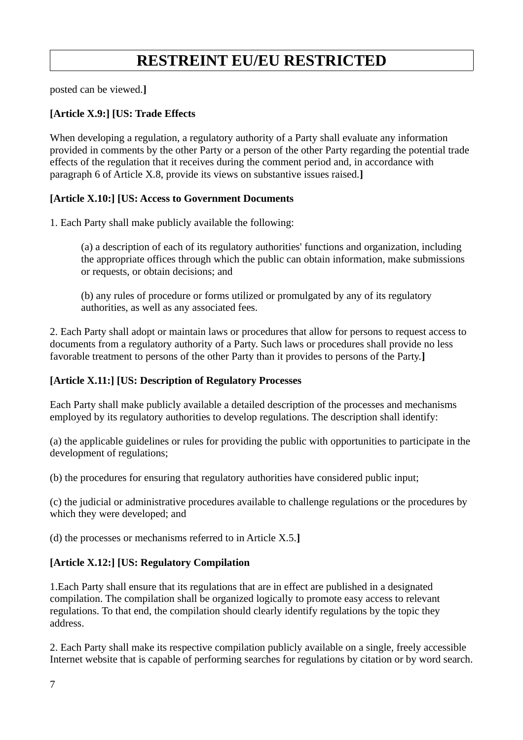posted can be viewed.**]**

**[Article X.9:] [US: Trade Effects**

When developing a regulation, a regulatory authority of a Party shall evaluate any information provided in comments by the other Party or a person of the other Party regarding the potential trade effects of the regulation that it receives during the comment period and, in accordance with paragraph 6 of Article X.8, provide its views on substantive issues raised.**]**

**[Article X.10:] [US: Access to Government Documents**

1. Each Party shall make publicly available the following:

> (a) a description of each of its regulatory authorities' functions and organization, including the appropriate offices through which the public can obtain information, make submissions or requests, or obtain decisions; and
>
> (b) any rules of procedure or forms utilized or promulgated by any of its regulatory authorities, as well as any associated fees.

2. Each Party shall adopt or maintain laws or procedures that allow for persons to request access to documents from a regulatory authority of a Party. Such laws or procedures shall provide no less favorable treatment to persons of the other Party than it provides to persons of the Party.**]**

**[Article X.11:] [US: Description of Regulatory Processes**

Each Party shall make publicly available a detailed description of the processes and mechanisms employed by its regulatory authorities to develop regulations. The description shall identify:

(a) the applicable guidelines or rules for providing the public with opportunities to participate in the development of regulations;

(b) the procedures for ensuring that regulatory authorities have considered public input;

(c) the judicial or administrative procedures available to challenge regulations or the procedures by which they were developed; and

(d) the processes or mechanisms referred to in Article X.5.**]**

**[Article X.12:] [US: Regulatory Compilation**

1.Each Party shall ensure that its regulations that are in effect are published in a designated compilation. The compilation shall be organized logically to promote easy access to relevant regulations. To that end, the compilation should clearly identify regulations by the topic they address.

2. Each Party shall make its respective compilation publicly available on a single, freely accessible Internet website that is capable of performing searches for regulations by citation or by word search.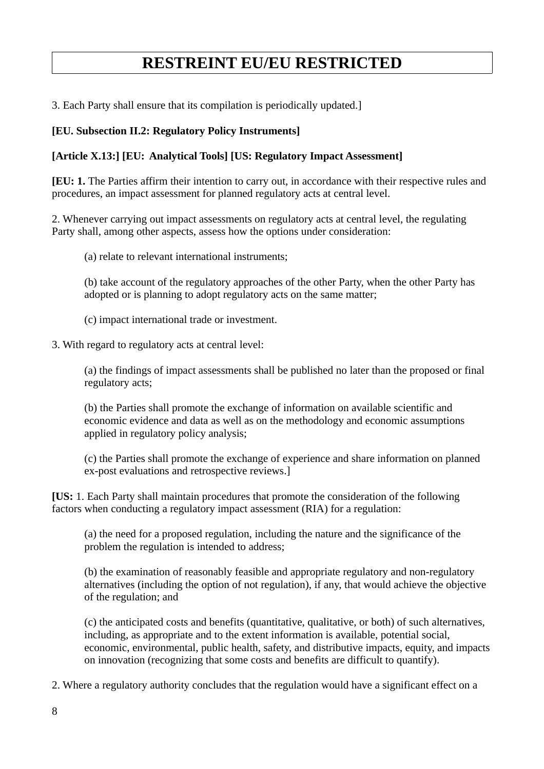3. Each Party shall ensure that its compilation is periodically updated.]

**[EU. Subsection II.2: Regulatory Policy Instruments]**

**[Article X.13:] [EU: Analytical Tools] [US: Regulatory Impact Assessment]**

**[EU: 1.** The Parties affirm their intention to carry out, in accordance with their respective rules and procedures, an impact assessment for planned regulatory acts at central level.

2. Whenever carrying out impact assessments on regulatory acts at central level, the regulating Party shall, among other aspects, assess how the options under consideration:

> (a) relate to relevant international instruments;
>
> (b) take account of the regulatory approaches of the other Party, when the other Party has adopted or is planning to adopt regulatory acts on the same matter;
>
> (c) impact international trade or investment.

3. With regard to regulatory acts at central level:

> (a) the findings of impact assessments shall be published no later than the proposed or final regulatory acts;
>
> (b) the Parties shall promote the exchange of information on available scientific and economic evidence and data as well as on the methodology and economic assumptions applied in regulatory policy analysis;
>
> (c) the Parties shall promote the exchange of experience and share information on planned ex-post evaluations and retrospective reviews.]

**[US:** 1. Each Party shall maintain procedures that promote the consideration of the following factors when conducting a regulatory impact assessment (RIA) for a regulation:

> (a) the need for a proposed regulation, including the nature and the significance of the problem the regulation is intended to address;
>
> (b) the examination of reasonably feasible and appropriate regulatory and non-regulatory alternatives (including the option of not regulation), if any, that would achieve the objective of the regulation; and
>
> (c) the anticipated costs and benefits (quantitative, qualitative, or both) of such alternatives, including, as appropriate and to the extent information is available, potential social, economic, environmental, public health, safety, and distributive impacts, equity, and impacts on innovation (recognizing that some costs and benefits are difficult to quantify).

2. Where a regulatory authority concludes that the regulation would have a significant effect on a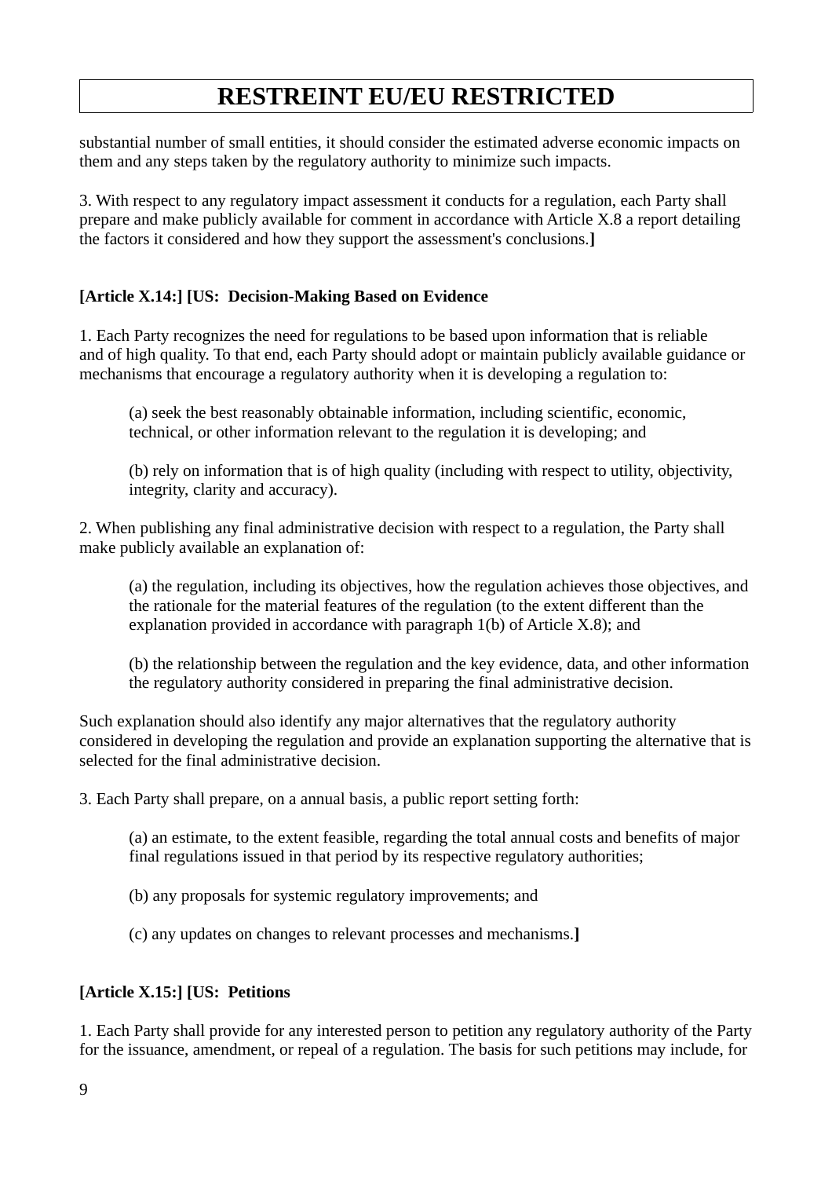substantial number of small entities, it should consider the estimated adverse economic impacts on them and any steps taken by the regulatory authority to minimize such impacts.

3. With respect to any regulatory impact assessment it conducts for a regulation, each Party shall prepare and make publicly available for comment in accordance with Article X.8 a report detailing the factors it considered and how they support the assessment's conclusions.**]**

**[Article X.14:] [US: Decision-Making Based on Evidence**

1. Each Party recognizes the need for regulations to be based upon information that is reliable and of high quality. To that end, each Party should adopt or maintain publicly available guidance or mechanisms that encourage a regulatory authority when it is developing a regulation to:

(a) seek the best reasonably obtainable information, including scientific, economic, technical, or other information relevant to the regulation it is developing; and

(b) rely on information that is of high quality (including with respect to utility, objectivity, integrity, clarity and accuracy).

2. When publishing any final administrative decision with respect to a regulation, the Party shall make publicly available an explanation of:

(a) the regulation, including its objectives, how the regulation achieves those objectives, and the rationale for the material features of the regulation (to the extent different than the explanation provided in accordance with paragraph 1(b) of Article X.8); and

(b) the relationship between the regulation and the key evidence, data, and other information the regulatory authority considered in preparing the final administrative decision.

Such explanation should also identify any major alternatives that the regulatory authority considered in developing the regulation and provide an explanation supporting the alternative that is selected for the final administrative decision.

3. Each Party shall prepare, on a annual basis, a public report setting forth:

(a) an estimate, to the extent feasible, regarding the total annual costs and benefits of major final regulations issued in that period by its respective regulatory authorities;

(b) any proposals for systemic regulatory improvements; and

(c) any updates on changes to relevant processes and mechanisms.**]**

**[Article X.15:] [US: Petitions**

1. Each Party shall provide for any interested person to petition any regulatory authority of the Party for the issuance, amendment, or repeal of a regulation. The basis for such petitions may include, for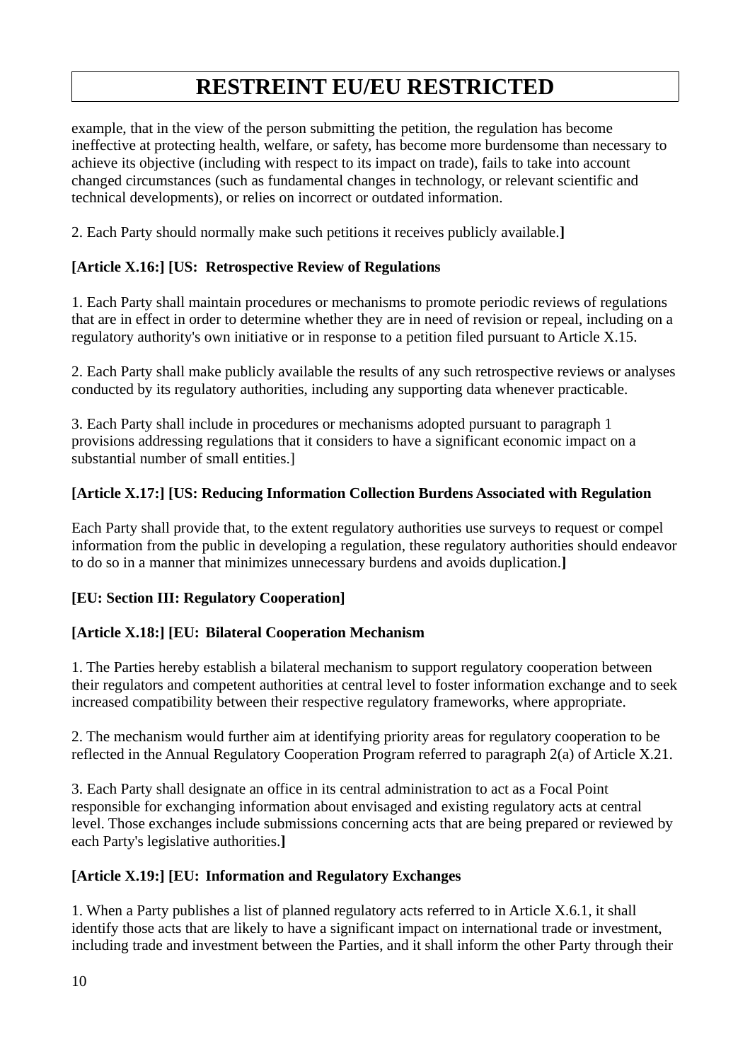example, that in the view of the person submitting the petition, the regulation has become ineffective at protecting health, welfare, or safety, has become more burdensome than necessary to achieve its objective (including with respect to its impact on trade), fails to take into account changed circumstances (such as fundamental changes in technology, or relevant scientific and technical developments), or relies on incorrect or outdated information.

2. Each Party should normally make such petitions it receives publicly available.**]**

**[Article X.16:] [US: Retrospective Review of Regulations**

1. Each Party shall maintain procedures or mechanisms to promote periodic reviews of regulations that are in effect in order to determine whether they are in need of revision or repeal, including on a regulatory authority's own initiative or in response to a petition filed pursuant to Article X.15.

2. Each Party shall make publicly available the results of any such retrospective reviews or analyses conducted by its regulatory authorities, including any supporting data whenever practicable.

3. Each Party shall include in procedures or mechanisms adopted pursuant to paragraph 1 provisions addressing regulations that it considers to have a significant economic impact on a substantial number of small entities.]

**[Article X.17:] [US: Reducing Information Collection Burdens Associated with Regulation**

Each Party shall provide that, to the extent regulatory authorities use surveys to request or compel information from the public in developing a regulation, these regulatory authorities should endeavor to do so in a manner that minimizes unnecessary burdens and avoids duplication.**]**

**[EU: Section III: Regulatory Cooperation]**

**[Article X.18:] [EU: Bilateral Cooperation Mechanism**

1. The Parties hereby establish a bilateral mechanism to support regulatory cooperation between their regulators and competent authorities at central level to foster information exchange and to seek increased compatibility between their respective regulatory frameworks, where appropriate.

2. The mechanism would further aim at identifying priority areas for regulatory cooperation to be reflected in the Annual Regulatory Cooperation Program referred to paragraph 2(a) of Article X.21.

3. Each Party shall designate an office in its central administration to act as a Focal Point responsible for exchanging information about envisaged and existing regulatory acts at central level. Those exchanges include submissions concerning acts that are being prepared or reviewed by each Party's legislative authorities.**]**

**[Article X.19:] [EU: Information and Regulatory Exchanges**

1. When a Party publishes a list of planned regulatory acts referred to in Article X.6.1, it shall identify those acts that are likely to have a significant impact on international trade or investment, including trade and investment between the Parties, and it shall inform the other Party through their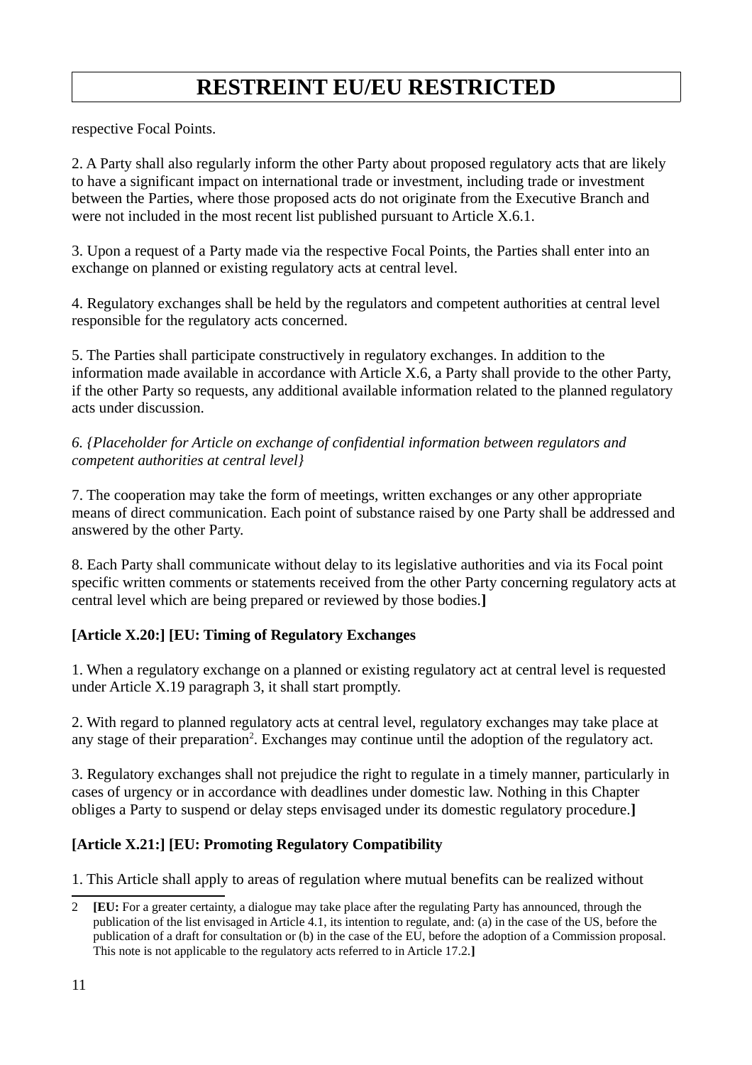respective Focal Points.

2. A Party shall also regularly inform the other Party about proposed regulatory acts that are likely to have a significant impact on international trade or investment, including trade or investment between the Parties, where those proposed acts do not originate from the Executive Branch and were not included in the most recent list published pursuant to Article X.6.1.

3. Upon a request of a Party made via the respective Focal Points, the Parties shall enter into an exchange on planned or existing regulatory acts at central level.

4. Regulatory exchanges shall be held by the regulators and competent authorities at central level responsible for the regulatory acts concerned.

5. The Parties shall participate constructively in regulatory exchanges. In addition to the information made available in accordance with Article X.6, a Party shall provide to the other Party, if the other Party so requests, any additional available information related to the planned regulatory acts under discussion.

*6. {Placeholder for Article on exchange of confidential information between regulators and competent authorities at central level}*

7. The cooperation may take the form of meetings, written exchanges or any other appropriate means of direct communication. Each point of substance raised by one Party shall be addressed and answered by the other Party.

8. Each Party shall communicate without delay to its legislative authorities and via its Focal point specific written comments or statements received from the other Party concerning regulatory acts at central level which are being prepared or reviewed by those bodies.**]**

**[Article X.20:] [EU: Timing of Regulatory Exchanges**

1. When a regulatory exchange on a planned or existing regulatory act at central level is requested under Article X.19 paragraph 3, it shall start promptly.

2. With regard to planned regulatory acts at central level, regulatory exchanges may take place at any stage of their preparation[2]. Exchanges may continue until the adoption of the regulatory act.

3. Regulatory exchanges shall not prejudice the right to regulate in a timely manner, particularly in cases of urgency or in accordance with deadlines under domestic law. Nothing in this Chapter obliges a Party to suspend or delay steps envisaged under its domestic regulatory procedure.**]**

**[Article X.21:] [EU: Promoting Regulatory Compatibility**

1. This Article shall apply to areas of regulation where mutual benefits can be realized without

2 **[EU:** For a greater certainty, a dialogue may take place after the regulating Party has announced, through the publication of the list envisaged in Article 4.1, its intention to regulate, and: (a) in the case of the US, before the publication of a draft for consultation or (b) in the case of the EU, before the adoption of a Commission proposal. This note is not applicable to the regulatory acts referred to in Article 17.2.**]**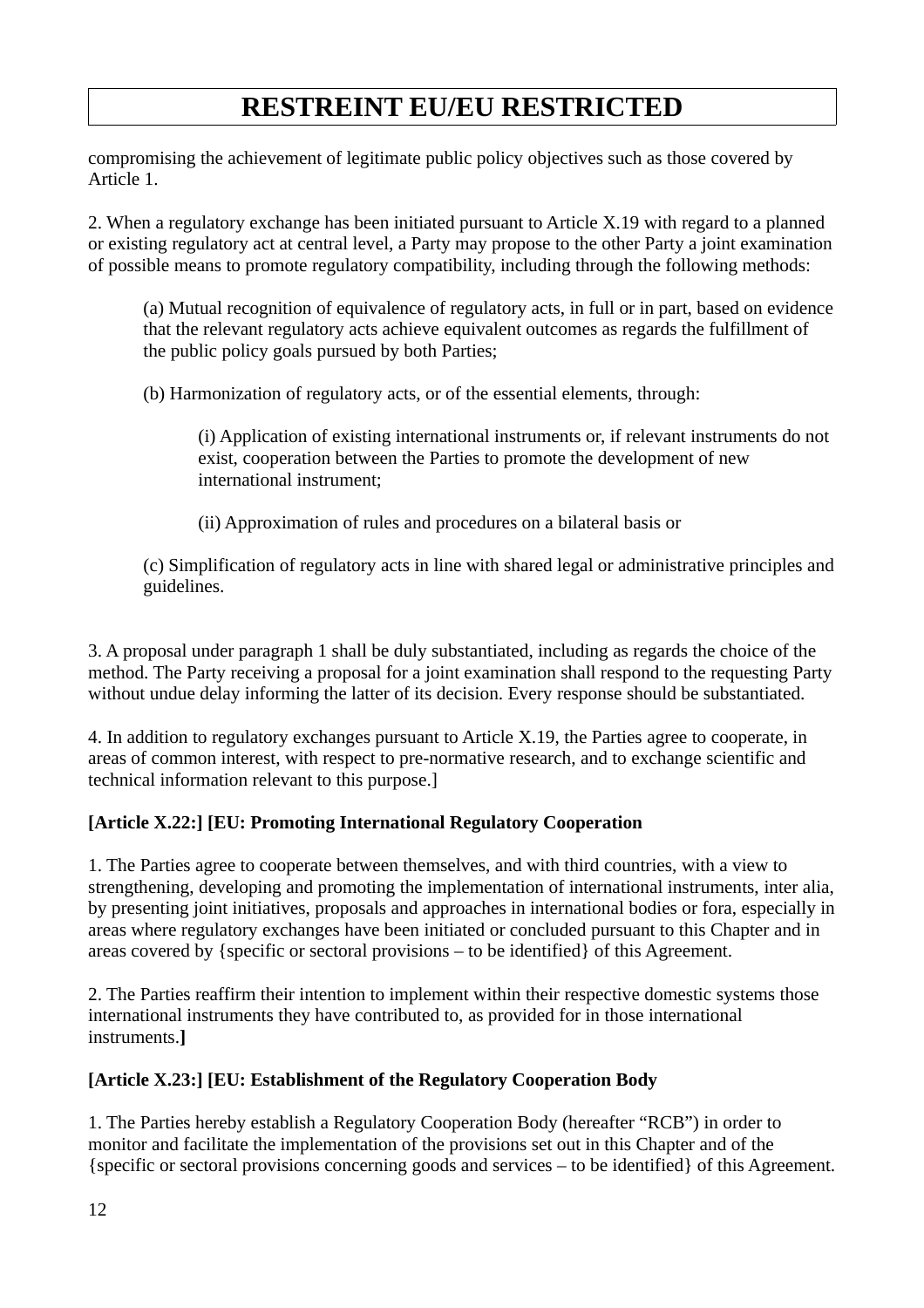compromising the achievement of legitimate public policy objectives such as those covered by Article 1.

2. When a regulatory exchange has been initiated pursuant to Article X.19 with regard to a planned or existing regulatory act at central level, a Party may propose to the other Party a joint examination of possible means to promote regulatory compatibility, including through the following methods:

(a) Mutual recognition of equivalence of regulatory acts, in full or in part, based on evidence that the relevant regulatory acts achieve equivalent outcomes as regards the fulfillment of the public policy goals pursued by both Parties;

(b) Harmonization of regulatory acts, or of the essential elements, through:

(i) Application of existing international instruments or, if relevant instruments do not exist, cooperation between the Parties to promote the development of new international instrument;

(ii) Approximation of rules and procedures on a bilateral basis or

(c) Simplification of regulatory acts in line with shared legal or administrative principles and guidelines.

3. A proposal under paragraph 1 shall be duly substantiated, including as regards the choice of the method. The Party receiving a proposal for a joint examination shall respond to the requesting Party without undue delay informing the latter of its decision. Every response should be substantiated.

4. In addition to regulatory exchanges pursuant to Article X.19, the Parties agree to cooperate, in areas of common interest, with respect to pre-normative research, and to exchange scientific and technical information relevant to this purpose.]

**[Article X.22:] [EU: Promoting International Regulatory Cooperation**

1. The Parties agree to cooperate between themselves, and with third countries, with a view to strengthening, developing and promoting the implementation of international instruments, inter alia, by presenting joint initiatives, proposals and approaches in international bodies or fora, especially in areas where regulatory exchanges have been initiated or concluded pursuant to this Chapter and in areas covered by {specific or sectoral provisions – to be identified} of this Agreement.

2. The Parties reaffirm their intention to implement within their respective domestic systems those international instruments they have contributed to, as provided for in those international instruments.**]**

**[Article X.23:] [EU: Establishment of the Regulatory Cooperation Body**

1. The Parties hereby establish a Regulatory Cooperation Body (hereafter "RCB") in order to monitor and facilitate the implementation of the provisions set out in this Chapter and of the {specific or sectoral provisions concerning goods and services – to be identified} of this Agreement.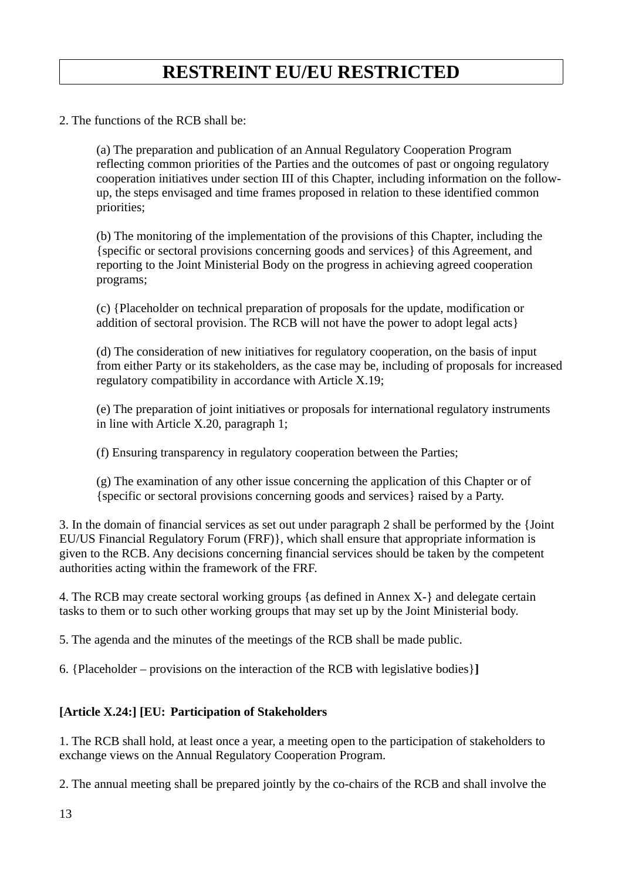2. The functions of the RCB shall be:

(a) The preparation and publication of an Annual Regulatory Cooperation Program reflecting common priorities of the Parties and the outcomes of past or ongoing regulatory cooperation initiatives under section III of this Chapter, including information on the follow-up, the steps envisaged and time frames proposed in relation to these identified common priorities;

(b) The monitoring of the implementation of the provisions of this Chapter, including the {specific or sectoral provisions concerning goods and services} of this Agreement, and reporting to the Joint Ministerial Body on the progress in achieving agreed cooperation programs;

(c) {Placeholder on technical preparation of proposals for the update, modification or addition of sectoral provision. The RCB will not have the power to adopt legal acts}

(d) The consideration of new initiatives for regulatory cooperation, on the basis of input from either Party or its stakeholders, as the case may be, including of proposals for increased regulatory compatibility in accordance with Article X.19;

(e) The preparation of joint initiatives or proposals for international regulatory instruments in line with Article X.20, paragraph 1;

(f) Ensuring transparency in regulatory cooperation between the Parties;

(g) The examination of any other issue concerning the application of this Chapter or of {specific or sectoral provisions concerning goods and services} raised by a Party.

3. In the domain of financial services as set out under paragraph 2 shall be performed by the {Joint EU/US Financial Regulatory Forum (FRF)}, which shall ensure that appropriate information is given to the RCB. Any decisions concerning financial services should be taken by the competent authorities acting within the framework of the FRF.

4. The RCB may create sectoral working groups {as defined in Annex X-} and delegate certain tasks to them or to such other working groups that may set up by the Joint Ministerial body.

5. The agenda and the minutes of the meetings of the RCB shall be made public.

6. {Placeholder – provisions on the interaction of the RCB with legislative bodies}**]**

**[Article X.24:] [EU: Participation of Stakeholders**

1. The RCB shall hold, at least once a year, a meeting open to the participation of stakeholders to exchange views on the Annual Regulatory Cooperation Program.

2. The annual meeting shall be prepared jointly by the co-chairs of the RCB and shall involve the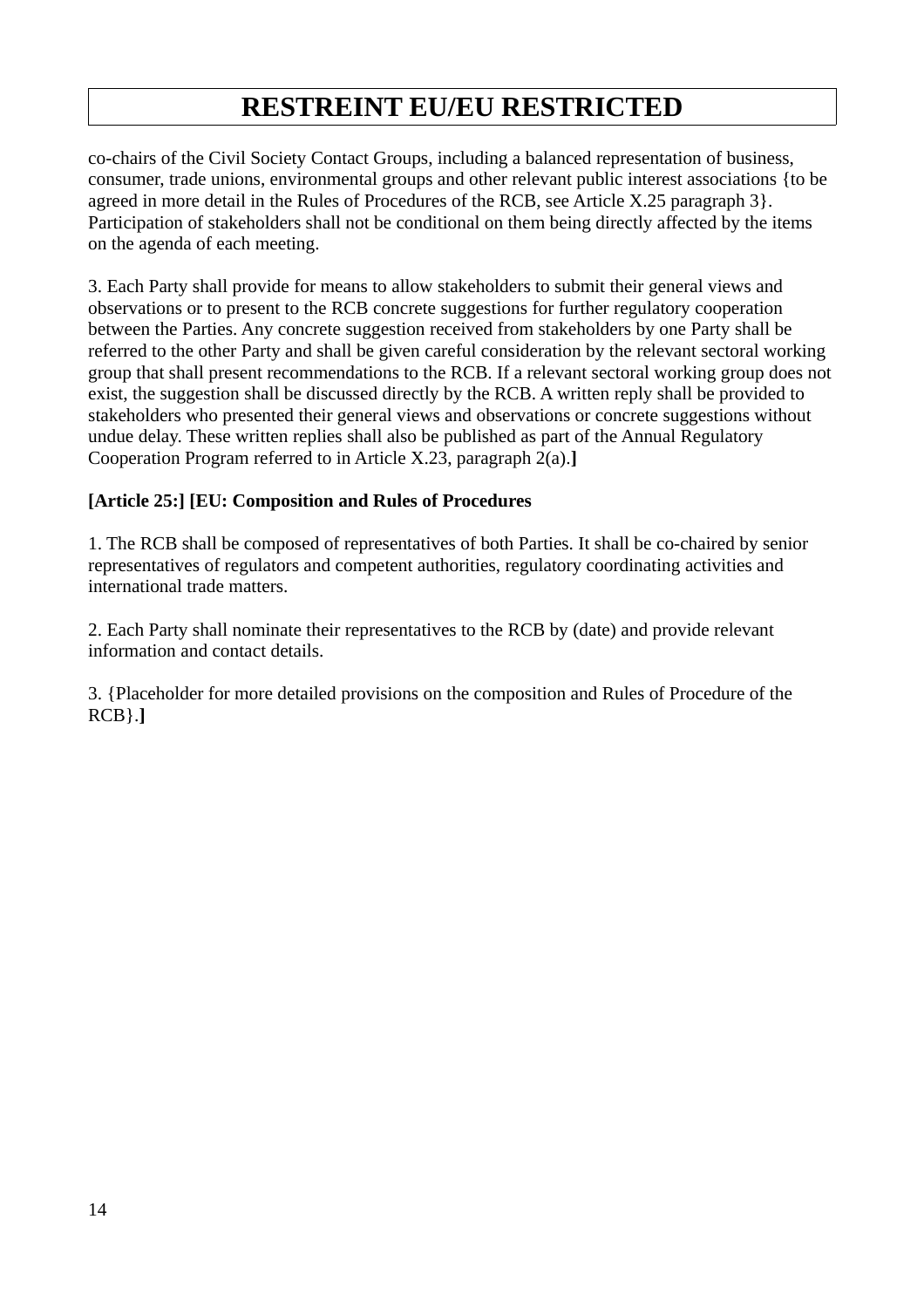co-chairs of the Civil Society Contact Groups, including a balanced representation of business, consumer, trade unions, environmental groups and other relevant public interest associations {to be agreed in more detail in the Rules of Procedures of the RCB, see Article X.25 paragraph 3}. Participation of stakeholders shall not be conditional on them being directly affected by the items on the agenda of each meeting.

3. Each Party shall provide for means to allow stakeholders to submit their general views and observations or to present to the RCB concrete suggestions for further regulatory cooperation between the Parties. Any concrete suggestion received from stakeholders by one Party shall be referred to the other Party and shall be given careful consideration by the relevant sectoral working group that shall present recommendations to the RCB. If a relevant sectoral working group does not exist, the suggestion shall be discussed directly by the RCB. A written reply shall be provided to stakeholders who presented their general views and observations or concrete suggestions without undue delay. These written replies shall also be published as part of the Annual Regulatory Cooperation Program referred to in Article X.23, paragraph 2(a).**]**

**[Article 25:] [EU: Composition and Rules of Procedures**

1. The RCB shall be composed of representatives of both Parties. It shall be co-chaired by senior representatives of regulators and competent authorities, regulatory coordinating activities and international trade matters.

2. Each Party shall nominate their representatives to the RCB by (date) and provide relevant information and contact details.

3. {Placeholder for more detailed provisions on the composition and Rules of Procedure of the RCB}.**]**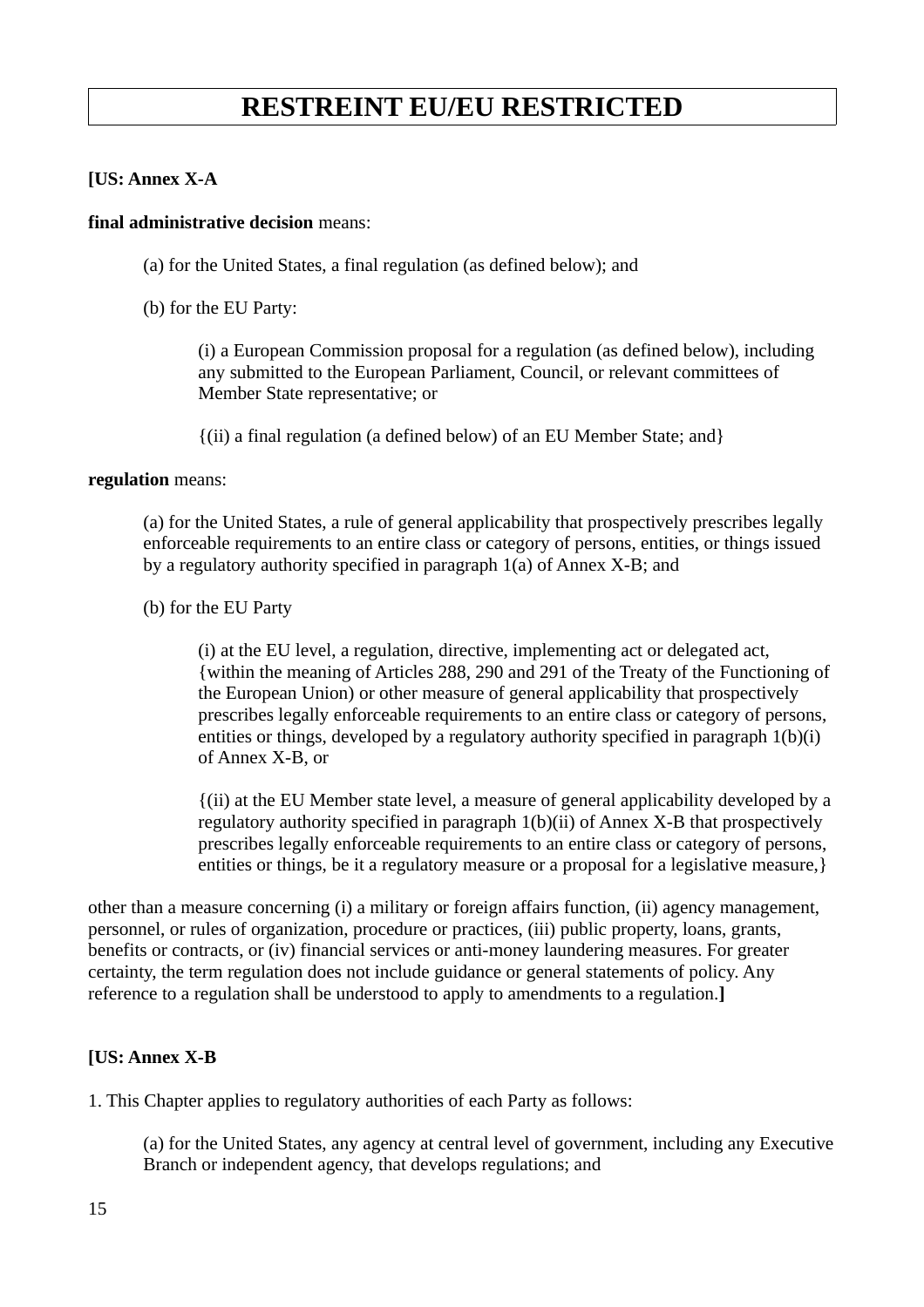# RESTREINT EU/EU RESTRICTED

**[US: Annex X-A**

**final administrative decision** means:

> (a) for the United States, a final regulation (as defined below); and
>
> (b) for the EU Party:
>
> > (i) a European Commission proposal for a regulation (as defined below), including any submitted to the European Parliament, Council, or relevant committees of Member State representative; or
> >
> > {(ii) a final regulation (a defined below) of an EU Member State; and}

**regulation** means:

> (a) for the United States, a rule of general applicability that prospectively prescribes legally enforceable requirements to an entire class or category of persons, entities, or things issued by a regulatory authority specified in paragraph 1(a) of Annex X-B; and
>
> (b) for the EU Party
>
> > (i) at the EU level, a regulation, directive, implementing act or delegated act, {within the meaning of Articles 288, 290 and 291 of the Treaty of the Functioning of the European Union) or other measure of general applicability that prospectively prescribes legally enforceable requirements to an entire class or category of persons, entities or things, developed by a regulatory authority specified in paragraph 1(b)(i) of Annex X-B, or
> >
> > {(ii) at the EU Member state level, a measure of general applicability developed by a regulatory authority specified in paragraph 1(b)(ii) of Annex X-B that prospectively prescribes legally enforceable requirements to an entire class or category of persons, entities or things, be it a regulatory measure or a proposal for a legislative measure,}

other than a measure concerning (i) a military or foreign affairs function, (ii) agency management, personnel, or rules of organization, procedure or practices, (iii) public property, loans, grants, benefits or contracts, or (iv) financial services or anti-money laundering measures. For greater certainty, the term regulation does not include guidance or general statements of policy. Any reference to a regulation shall be understood to apply to amendments to a regulation.**]**

**[US: Annex X-B**

1. This Chapter applies to regulatory authorities of each Party as follows:

> (a) for the United States, any agency at central level of government, including any Executive Branch or independent agency, that develops regulations; and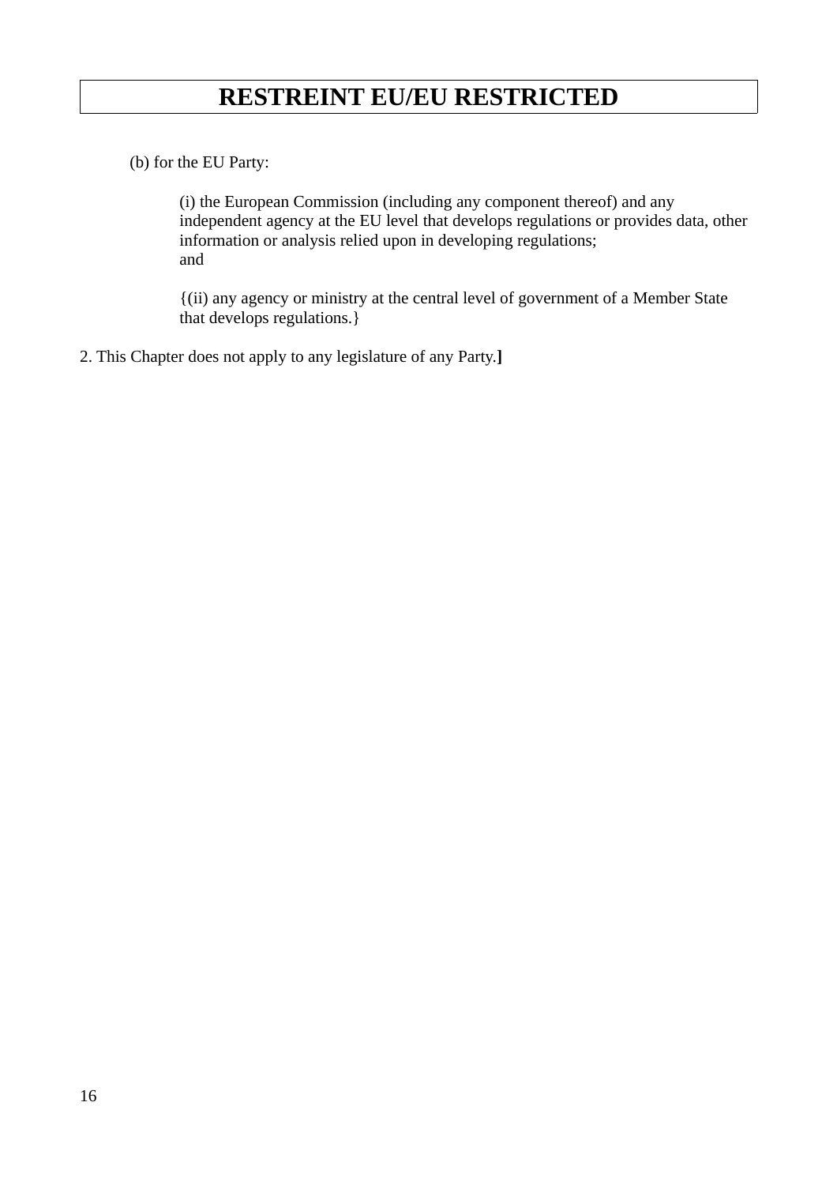**RESTREINT EU/EU RESTRICTED**

(b) for the EU Party:

(i) the European Commission (including any component thereof) and any independent agency at the EU level that develops regulations or provides data, other information or analysis relied upon in developing regulations;
and

{(ii) any agency or ministry at the central level of government of a Member State that develops regulations.}

2. This Chapter does not apply to any legislature of any Party.**]**